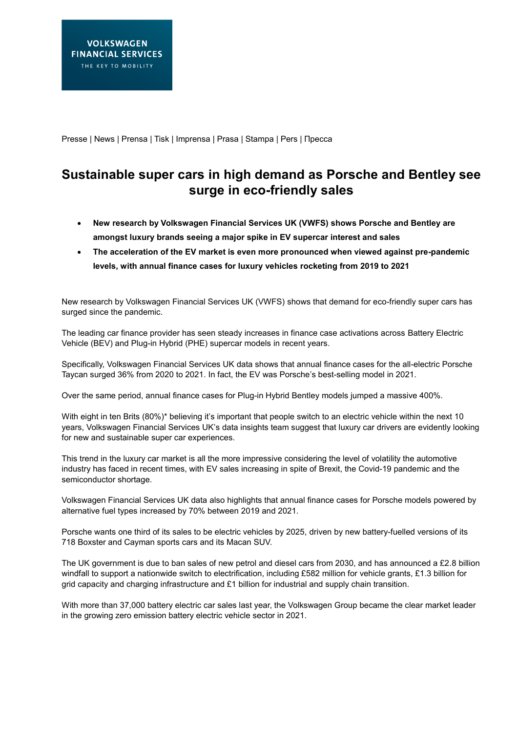Presse | News | Prensa | Tisk | Imprensa | Prasa | Stampa | Pers | Пресса

# Sustainable super cars in high demand as Porsche and Bentley see surge in eco-friendly sales

- **New research by Volkswagen Financial Services UK (VWFS) shows Porsche and Bentley are amongst luxury brands seeing a major spike in EV supercar interest and sales**
- **The acceleration of the EV market is even more pronounced when viewed against pre-pandemic levels, with annual finance cases for luxury vehicles rocketing from 2019 to 2021**

New research by Volkswagen Financial Services UK (VWFS) shows that demand for eco-friendly super cars has surged since the pandemic.

The leading car finance provider has seen steady increases in finance case activations across Battery Electric Vehicle (BEV) and Plug-in Hybrid (PHE) supercar models in recent years.

Specifically, Volkswagen Financial Services UK data shows that annual finance cases for the all-electric Porsche Taycan surged 36% from 2020 to 2021. In fact, the EV was Porsche's best-selling model in 2021.

Over the same period, annual finance cases for Plug-in Hybrid Bentley models jumped a massive 400%.

With eight in ten Brits (80%)* believing it's important that people switch to an electric vehicle within the next 10 years, Volkswagen Financial Services UK's data insights team suggest that luxury car drivers are evidently looking for new and sustainable super car experiences.

This trend in the luxury car market is all the more impressive considering the level of volatility the automotive industry has faced in recent times, with EV sales increasing in spite of Brexit, the Covid-19 pandemic and the semiconductor shortage.

Volkswagen Financial Services UK data also highlights that annual finance cases for Porsche models powered by alternative fuel types increased by 70% between 2019 and 2021.

Porsche wants one third of its sales to be electric vehicles by 2025, driven by new battery-fuelled versions of its 718 Boxster and Cayman sports cars and its Macan SUV.

The UK government is due to ban sales of new petrol and diesel cars from 2030, and has announced a £2.8 billion windfall to support a nationwide switch to electrification, including £582 million for vehicle grants, £1.3 billion for grid capacity and charging infrastructure and £1 billion for industrial and supply chain transition.

With more than 37,000 battery electric car sales last year, the Volkswagen Group became the clear market leader in the growing zero emission battery electric vehicle sector in 2021.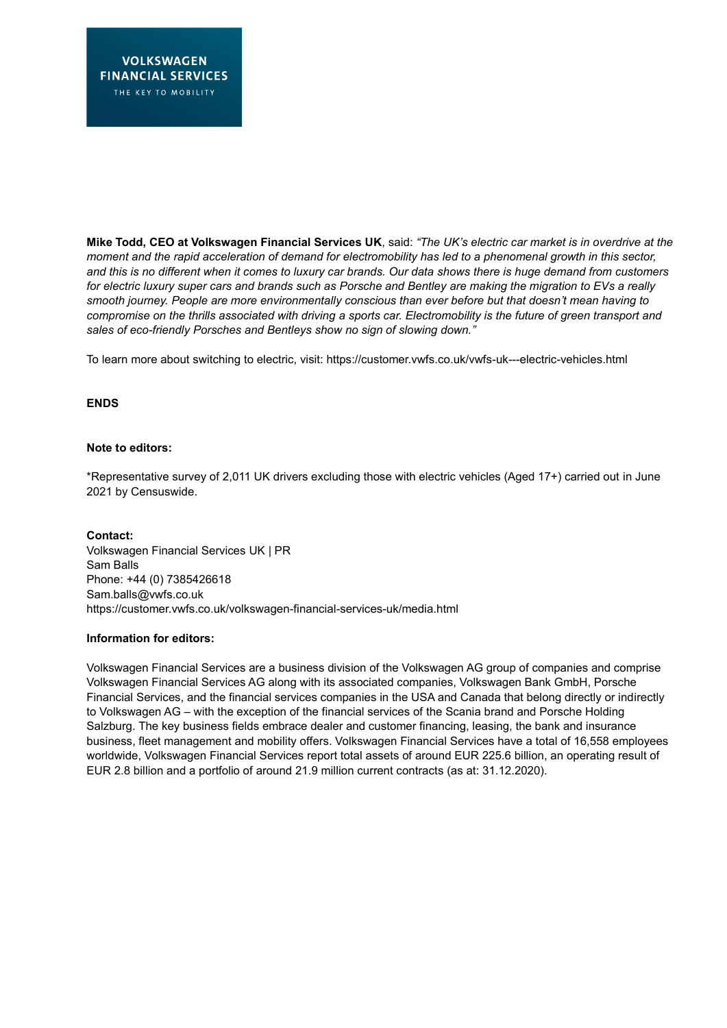**Mike Todd, CEO at Volkswagen Financial Services UK**, said: *"The UK's electric car market is in overdrive at the moment and the rapid acceleration of demand for electromobility has led to a phenomenal growth in this sector, and this is no different when it comes to luxury car brands. Our data shows there is huge demand from customers for electric luxury super cars and brands such as Porsche and Bentley are making the migration to EVs a really smooth journey. People are more environmentally conscious than ever before but that doesn't mean having to compromise on the thrills associated with driving a sports car. Electromobility is the future of green transport and sales of eco-friendly Porsches and Bentleys show no sign of slowing down."*

To learn more about switching to electric, visit: https://customer.vwfs.co.uk/vwfs-uk---electric-vehicles.html

**ENDS**

**Note to editors:**

*Representative survey of 2,011 UK drivers excluding those with electric vehicles (Aged 17+) carried out in June 2021 by Censuswide.

**Contact:**
Volkswagen Financial Services UK | PR
Sam Balls
Phone: +44 (0) 7385426618
Sam.balls@vwfs.co.uk
https://customer.vwfs.co.uk/volkswagen-financial-services-uk/media.html

**Information for editors:**

Volkswagen Financial Services are a business division of the Volkswagen AG group of companies and comprise Volkswagen Financial Services AG along with its associated companies, Volkswagen Bank GmbH, Porsche Financial Services, and the financial services companies in the USA and Canada that belong directly or indirectly to Volkswagen AG – with the exception of the financial services of the Scania brand and Porsche Holding Salzburg. The key business fields embrace dealer and customer financing, leasing, the bank and insurance business, fleet management and mobility offers. Volkswagen Financial Services have a total of 16,558 employees worldwide, Volkswagen Financial Services report total assets of around EUR 225.6 billion, an operating result of EUR 2.8 billion and a portfolio of around 21.9 million current contracts (as at: 31.12.2020).